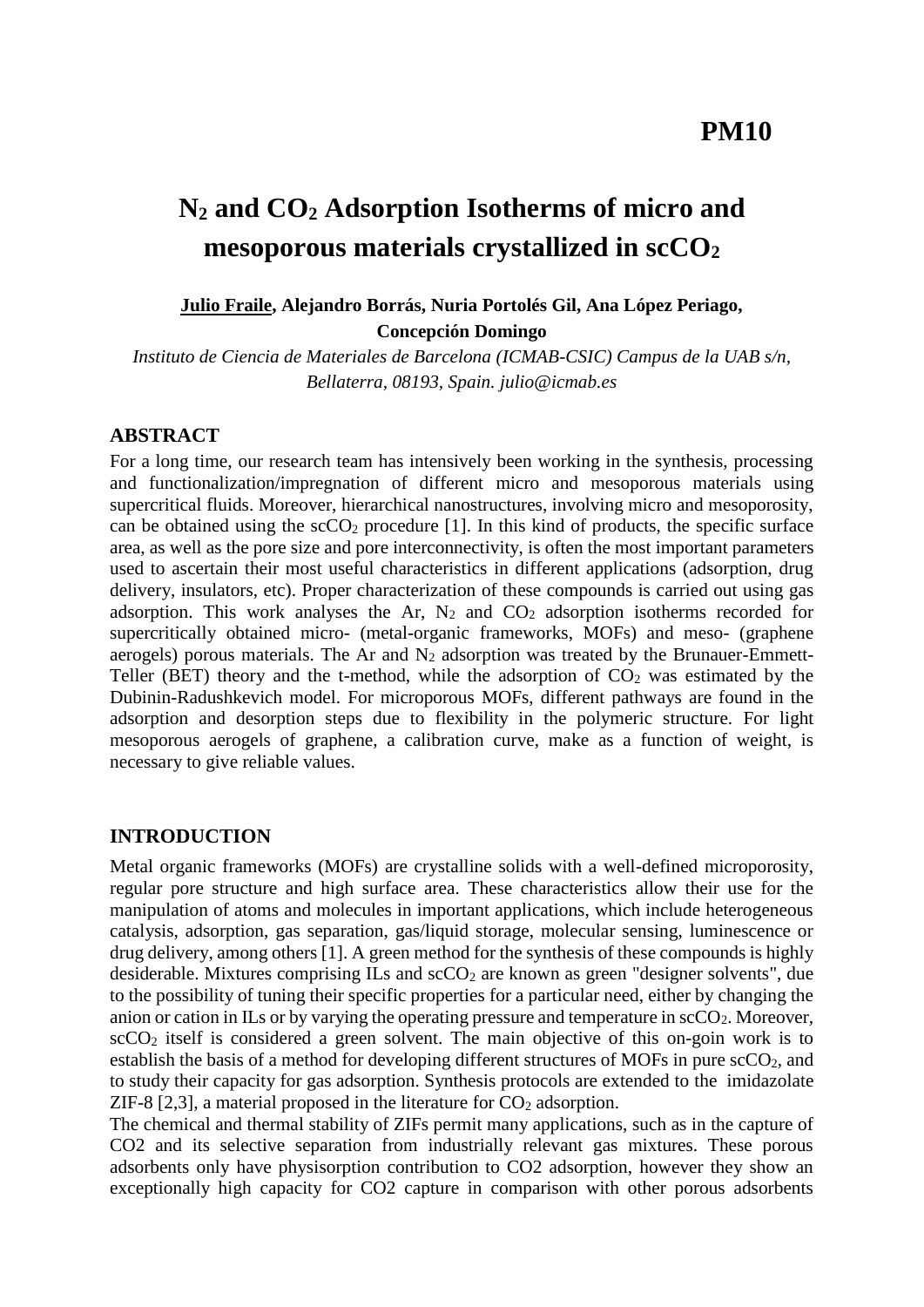**PM10**

# $N_2$ and $CO_2$ Adsorption Isotherms of micro and mesoporous materials crystallized in $scCO_2$

**Julio Fraile, Alejandro Borrás, Nuria Portolés Gil, Ana López Periago, Concepción Domingo**

*Instituto de Ciencia de Materiales de Barcelona (ICMAB-CSIC) Campus de la UAB s/n, Bellaterra, 08193, Spain. julio@icmab.es*

## ABSTRACT

For a long time, our research team has intensively been working in the synthesis, processing and functionalization/impregnation of different micro and mesoporous materials using supercritical fluids. Moreover, hierarchical nanostructures, involving micro and mesoporosity, can be obtained using the $scCO_2$ procedure [1]. In this kind of products, the specific surface area, as well as the pore size and pore interconnectivity, is often the most important parameters used to ascertain their most useful characteristics in different applications (adsorption, drug delivery, insulators, etc). Proper characterization of these compounds is carried out using gas adsorption. This work analyses the Ar, $N_2$ and $CO_2$ adsorption isotherms recorded for supercritically obtained micro- (metal-organic frameworks, MOFs) and meso- (graphene aerogels) porous materials. The Ar and $N_2$ adsorption was treated by the Brunauer-Emmett-Teller (BET) theory and the t-method, while the adsorption of $CO_2$ was estimated by the Dubinin-Radushkevich model. For microporous MOFs, different pathways are found in the adsorption and desorption steps due to flexibility in the polymeric structure. For light mesoporous aerogels of graphene, a calibration curve, make as a function of weight, is necessary to give reliable values.

## INTRODUCTION

Metal organic frameworks (MOFs) are crystalline solids with a well-defined microporosity, regular pore structure and high surface area. These characteristics allow their use for the manipulation of atoms and molecules in important applications, which include heterogeneous catalysis, adsorption, gas separation, gas/liquid storage, molecular sensing, luminescence or drug delivery, among others [1]. A green method for the synthesis of these compounds is highly desiderable. Mixtures comprising ILs and $scCO_2$ are known as green "designer solvents", due to the possibility of tuning their specific properties for a particular need, either by changing the anion or cation in ILs or by varying the operating pressure and temperature in $scCO_2$. Moreover, $scCO_2$ itself is considered a green solvent. The main objective of this on-goin work is to establish the basis of a method for developing different structures of MOFs in pure $scCO_2$, and to study their capacity for gas adsorption. Synthesis protocols are extended to the imidazolate ZIF-8 [2,3], a material proposed in the literature for $CO_2$ adsorption.

The chemical and thermal stability of ZIFs permit many applications, such as in the capture of CO2 and its selective separation from industrially relevant gas mixtures. These porous adsorbents only have physisorption contribution to CO2 adsorption, however they show an exceptionally high capacity for CO2 capture in comparison with other porous adsorbents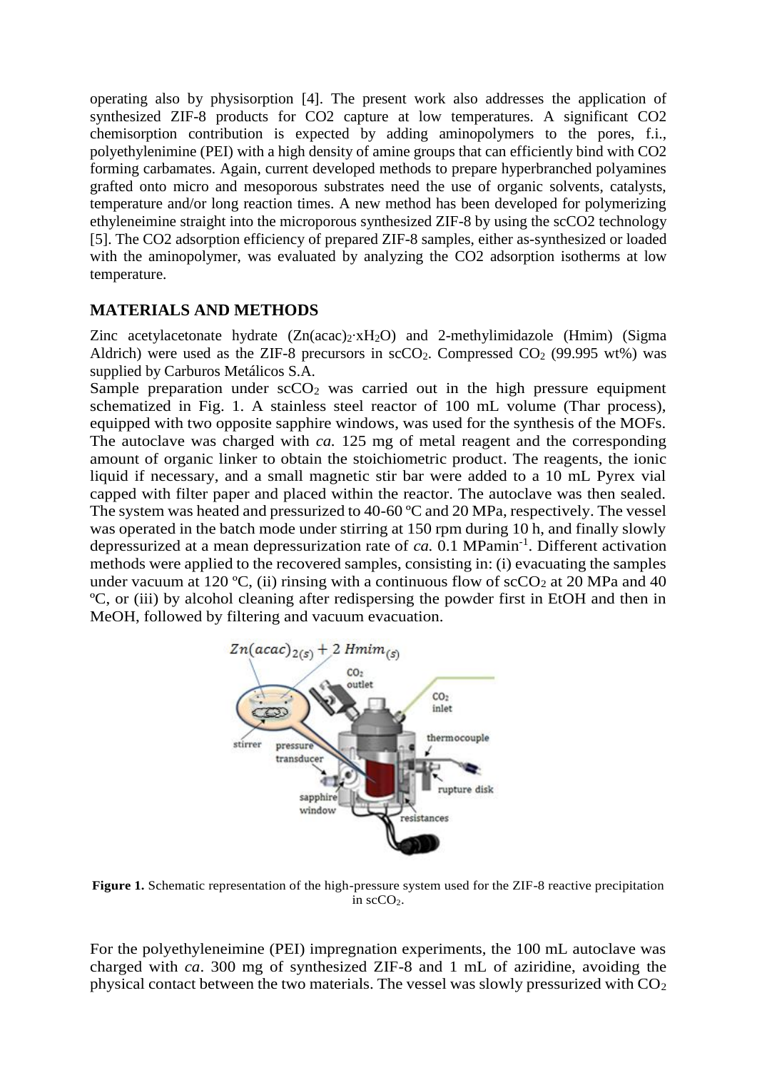operating also by physisorption [4]. The present work also addresses the application of synthesized ZIF-8 products for CO2 capture at low temperatures. A significant CO2 chemisorption contribution is expected by adding aminopolymers to the pores, f.i., polyethylenimine (PEI) with a high density of amine groups that can efficiently bind with CO2 forming carbamates. Again, current developed methods to prepare hyperbranched polyamines grafted onto micro and mesoporous substrates need the use of organic solvents, catalysts, temperature and/or long reaction times. A new method has been developed for polymerizing ethyleneimine straight into the microporous synthesized ZIF-8 by using the scCO2 technology [5]. The CO2 adsorption efficiency of prepared ZIF-8 samples, either as-synthesized or loaded with the aminopolymer, was evaluated by analyzing the CO2 adsorption isotherms at low temperature.

## MATERIALS AND METHODS

Zinc acetylacetonate hydrate ($Zn(acac)_2{\cdot}xH_2O$) and 2-methylimidazole (Hmim) (Sigma Aldrich) were used as the ZIF-8 precursors in $scCO_2$. Compressed $CO_2$ (99.995 wt%) was supplied by Carburos Metálicos S.A.

Sample preparation under $scCO_2$ was carried out in the high pressure equipment schematized in Fig. 1. A stainless steel reactor of 100 mL volume (Thar process), equipped with two opposite sapphire windows, was used for the synthesis of the MOFs. The autoclave was charged with *ca.* 125 mg of metal reagent and the corresponding amount of organic linker to obtain the stoichiometric product. The reagents, the ionic liquid if necessary, and a small magnetic stir bar were added to a 10 mL Pyrex vial capped with filter paper and placed within the reactor. The autoclave was then sealed. The system was heated and pressurized to 40-60 ºC and 20 MPa, respectively. The vessel was operated in the batch mode under stirring at 150 rpm during 10 h, and finally slowly depressurized at a mean depressurization rate of *ca.* 0.1 MPamin$^{-1}$. Different activation methods were applied to the recovered samples, consisting in: (i) evacuating the samples under vacuum at 120 ºC, (ii) rinsing with a continuous flow of $scCO_2$ at 20 MPa and 40 ºC, or (iii) by alcohol cleaning after redispersing the powder first in EtOH and then in MeOH, followed by filtering and vacuum evacuation.

$$Zn(acac)_{2(s)} + 2\ Hmim_{(s)}$$

**Figure 1.** Schematic representation of the high-pressure system used for the ZIF-8 reactive precipitation in $scCO_2$.

For the polyethyleneimine (PEI) impregnation experiments, the 100 mL autoclave was charged with *ca*. 300 mg of synthesized ZIF-8 and 1 mL of aziridine, avoiding the physical contact between the two materials. The vessel was slowly pressurized with $CO_2$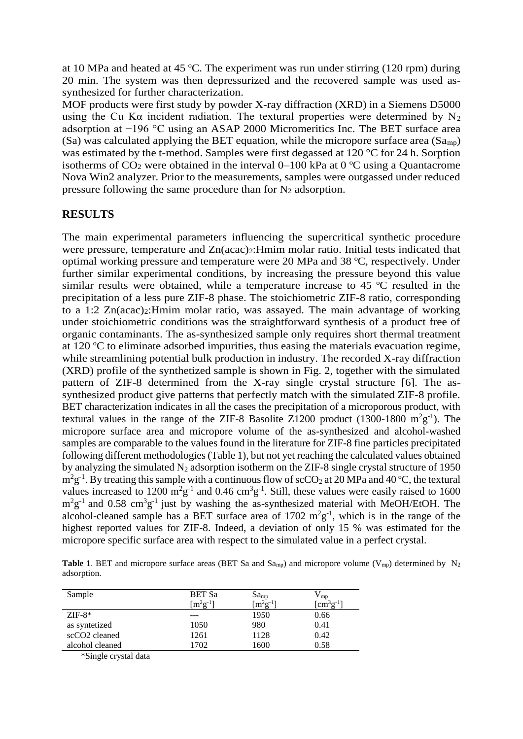at 10 MPa and heated at 45 ºC. The experiment was run under stirring (120 rpm) during 20 min. The system was then depressurized and the recovered sample was used as-synthesized for further characterization.

MOF products were first study by powder X-ray diffraction (XRD) in a Siemens D5000 using the Cu Kα incident radiation. The textural properties were determined by $N_2$ adsorption at −196 °C using an ASAP 2000 Micromeritics Inc. The BET surface area (Sa) was calculated applying the BET equation, while the micropore surface area ($Sa_{mp}$) was estimated by the t-method. Samples were first degassed at 120 °C for 24 h. Sorption isotherms of $CO_2$ were obtained in the interval 0–100 kPa at 0 ºC using a Quantacrome Nova Win2 analyzer. Prior to the measurements, samples were outgassed under reduced pressure following the same procedure than for $N_2$ adsorption.

## RESULTS

The main experimental parameters influencing the supercritical synthetic procedure were pressure, temperature and $Zn(acac)_2$:Hmim molar ratio. Initial tests indicated that optimal working pressure and temperature were 20 MPa and 38 ºC, respectively. Under further similar experimental conditions, by increasing the pressure beyond this value similar results were obtained, while a temperature increase to 45 ºC resulted in the precipitation of a less pure ZIF-8 phase. The stoichiometric ZIF-8 ratio, corresponding to a 1:2 $Zn(acac)_2$:Hmim molar ratio, was assayed. The main advantage of working under stoichiometric conditions was the straightforward synthesis of a product free of organic contaminants. The as-synthesized sample only requires short thermal treatment at 120 ºC to eliminate adsorbed impurities, thus easing the materials evacuation regime, while streamlining potential bulk production in industry. The recorded X-ray diffraction (XRD) profile of the synthetized sample is shown in Fig. 2, together with the simulated pattern of ZIF-8 determined from the X-ray single crystal structure [6]. The as-synthesized product give patterns that perfectly match with the simulated ZIF-8 profile. BET characterization indicates in all the cases the precipitation of a microporous product, with textural values in the range of the ZIF-8 Basolite Z1200 product (1300-1800 $m^2g^{-1}$). The micropore surface area and micropore volume of the as-synthesized and alcohol-washed samples are comparable to the values found in the literature for ZIF-8 fine particles precipitated following different methodologies (Table 1), but not yet reaching the calculated values obtained by analyzing the simulated $N_2$ adsorption isotherm on the ZIF-8 single crystal structure of 1950 $m^2g^{-1}$. By treating this sample with a continuous flow of $scCO_2$ at 20 MPa and 40 ºC, the textural values increased to 1200 $m^2g^{-1}$ and 0.46 $cm^3g^{-1}$. Still, these values were easily raised to 1600 $m^2g^{-1}$ and 0.58 $cm^3g^{-1}$ just by washing the as-synthesized material with MeOH/EtOH. The alcohol-cleaned sample has a BET surface area of 1702 $m^2g^{-1}$, which is in the range of the highest reported values for ZIF-8. Indeed, a deviation of only 15 % was estimated for the micropore specific surface area with respect to the simulated value in a perfect crystal.

**Table 1**. BET and micropore surface areas (BET Sa and $Sa_{mp}$) and micropore volume ($V_{mp}$) determined by $N_2$ adsorption.

| Sample | BET Sa [$m^2g^{-1}$] | $Sa_{mp}$ [$m^2g^{-1}$] | $V_{mp}$ [$cm^3g^{-1}$] |
|---|---|---|---|
| ZIF-8* | --- | 1950 | 0.66 |
| as syntetized | 1050 | 980 | 0.41 |
| scCO2 cleaned | 1261 | 1128 | 0.42 |
| alcohol cleaned | 1702 | 1600 | 0.58 |

*Single crystal data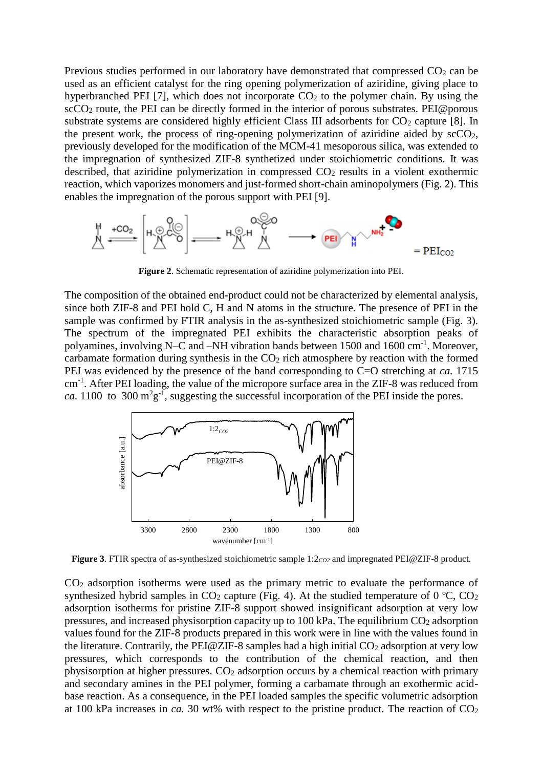Previous studies performed in our laboratory have demonstrated that compressed $CO_2$ can be used as an efficient catalyst for the ring opening polymerization of aziridine, giving place to hyperbranched PEI [7], which does not incorporate $CO_2$ to the polymer chain. By using the $scCO_2$ route, the PEI can be directly formed in the interior of porous substrates. PEI@porous substrate systems are considered highly efficient Class III adsorbents for $CO_2$ capture [8]. In the present work, the process of ring-opening polymerization of aziridine aided by $scCO_2$, previously developed for the modification of the MCM-41 mesoporous silica, was extended to the impregnation of synthesized ZIF-8 synthetized under stoichiometric conditions. It was described, that aziridine polymerization in compressed $CO_2$ results in a violent exothermic reaction, which vaporizes monomers and just-formed short-chain aminopolymers (Fig. 2). This enables the impregnation of the porous support with PEI [9].

**Figure 2**. Schematic representation of aziridine polymerization into PEI.

The composition of the obtained end-product could not be characterized by elemental analysis, since both ZIF-8 and PEI hold C, H and N atoms in the structure. The presence of PEI in the sample was confirmed by FTIR analysis in the as-synthesized stoichiometric sample (Fig. 3). The spectrum of the impregnated PEI exhibits the characteristic absorption peaks of polyamines, involving N–C and –NH vibration bands between 1500 and 1600 $cm^{-1}$. Moreover, carbamate formation during synthesis in the $CO_2$ rich atmosphere by reaction with the formed PEI was evidenced by the presence of the band corresponding to C=O stretching at *ca.* 1715 $cm^{-1}$. After PEI loading, the value of the micropore surface area in the ZIF-8 was reduced from *ca.* 1100 to 300 $m^2g^{-1}$, suggesting the successful incorporation of the PEI inside the pores.

**Figure 3**. FTIR spectra of as-synthesized stoichiometric sample $1:2_{CO2}$ and impregnated PEI@ZIF-8 product.

$CO_2$ adsorption isotherms were used as the primary metric to evaluate the performance of synthesized hybrid samples in $CO_2$ capture (Fig. 4). At the studied temperature of 0 ºC, $CO_2$ adsorption isotherms for pristine ZIF-8 support showed insignificant adsorption at very low pressures, and increased physisorption capacity up to 100 kPa. The equilibrium $CO_2$ adsorption values found for the ZIF-8 products prepared in this work were in line with the values found in the literature. Contrarily, the PEI@ZIF-8 samples had a high initial $CO_2$ adsorption at very low pressures, which corresponds to the contribution of the chemical reaction, and then physisorption at higher pressures. $CO_2$ adsorption occurs by a chemical reaction with primary and secondary amines in the PEI polymer, forming a carbamate through an exothermic acid-base reaction. As a consequence, in the PEI loaded samples the specific volumetric adsorption at 100 kPa increases in *ca.* 30 wt% with respect to the pristine product. The reaction of $CO_2$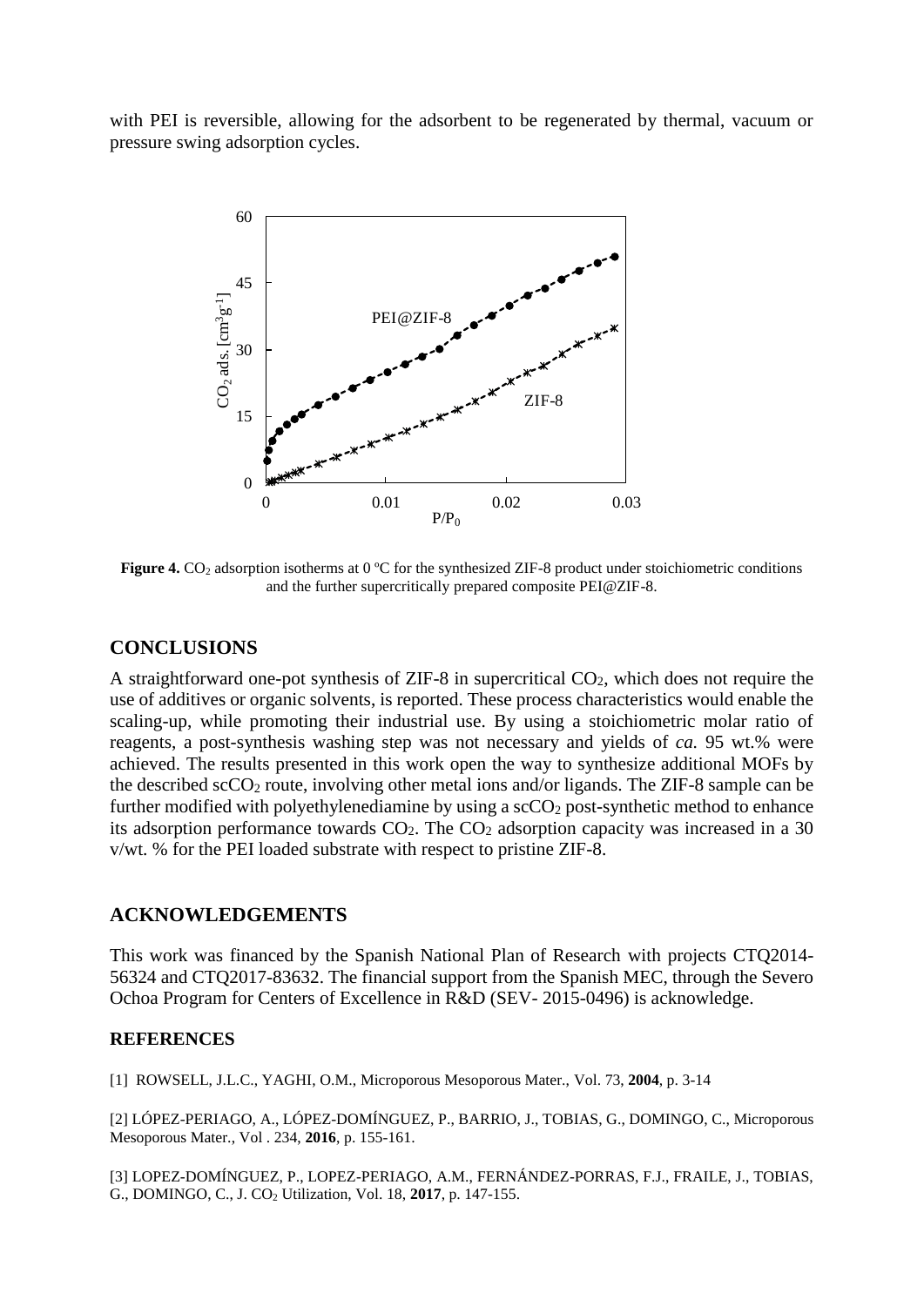with PEI is reversible, allowing for the adsorbent to be regenerated by thermal, vacuum or pressure swing adsorption cycles.

**Figure 4.** $CO_2$ adsorption isotherms at 0 ºC for the synthesized ZIF-8 product under stoichiometric conditions and the further supercritically prepared composite PEI@ZIF-8.

## CONCLUSIONS

A straightforward one-pot synthesis of ZIF-8 in supercritical $CO_2$, which does not require the use of additives or organic solvents, is reported. These process characteristics would enable the scaling-up, while promoting their industrial use. By using a stoichiometric molar ratio of reagents, a post-synthesis washing step was not necessary and yields of *ca.* 95 wt.% were achieved. The results presented in this work open the way to synthesize additional MOFs by the described $scCO_2$ route, involving other metal ions and/or ligands. The ZIF-8 sample can be further modified with polyethylenediamine by using a $scCO_2$ post-synthetic method to enhance its adsorption performance towards $CO_2$. The $CO_2$ adsorption capacity was increased in a 30 v/wt. % for the PEI loaded substrate with respect to pristine ZIF-8.

## ACKNOWLEDGEMENTS

This work was financed by the Spanish National Plan of Research with projects CTQ2014-56324 and CTQ2017-83632. The financial support from the Spanish MEC, through the Severo Ochoa Program for Centers of Excellence in R&D (SEV- 2015-0496) is acknowledge.

### REFERENCES

[1] ROWSELL, J.L.C., YAGHI, O.M., Microporous Mesoporous Mater., Vol. 73, **2004**, p. 3-14

[2] LÓPEZ-PERIAGO, A., LÓPEZ-DOMÍNGUEZ, P., BARRIO, J., TOBIAS, G., DOMINGO, C., Microporous Mesoporous Mater., Vol . 234, **2016**, p. 155-161.

[3] LOPEZ-DOMÍNGUEZ, P., LOPEZ-PERIAGO, A.M., FERNÁNDEZ-PORRAS, F.J., FRAILE, J., TOBIAS, G., DOMINGO, C., J. $CO_2$ Utilization, Vol. 18, **2017**, p. 147-155.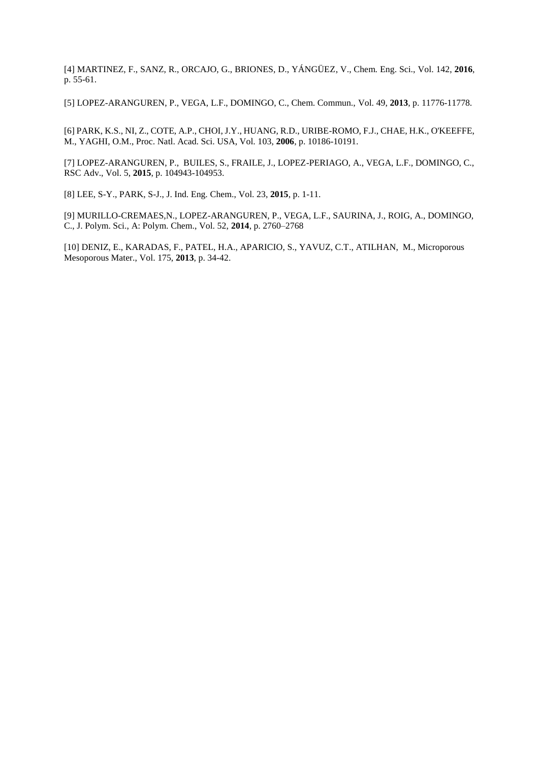[4] MARTINEZ, F., SANZ, R., ORCAJO, G., BRIONES, D., YÁNGÜEZ, V., Chem. Eng. Sci., Vol. 142, **2016**, p. 55-61.

[5] LOPEZ-ARANGUREN, P., VEGA, L.F., DOMINGO, C., Chem. Commun., Vol. 49, **2013**, p. 11776-11778.

[6] PARK, K.S., NI, Z., COTE, A.P., CHOI, J.Y., HUANG, R.D., URIBE-ROMO, F.J., CHAE, H.K., O'KEEFFE, M., YAGHI, O.M., Proc. Natl. Acad. Sci. USA, Vol. 103, **2006**, p. 10186-10191.

[7] LOPEZ-ARANGUREN, P., BUILES, S., FRAILE, J., LOPEZ-PERIAGO, A., VEGA, L.F., DOMINGO, C., RSC Adv., Vol. 5, **2015**, p. 104943-104953.

[8] LEE, S-Y., PARK, S-J., J. Ind. Eng. Chem., Vol. 23, **2015**, p. 1-11.

[9] MURILLO-CREMAES,N., LOPEZ-ARANGUREN, P., VEGA, L.F., SAURINA, J., ROIG, A., DOMINGO, C., J. Polym. Sci., A: Polym. Chem., Vol. 52, **2014**, p. 2760–2768

[10] DENIZ, E., KARADAS, F., PATEL, H.A., APARICIO, S., YAVUZ, C.T., ATILHAN, M., Microporous Mesoporous Mater., Vol. 175, **2013**, p. 34-42.